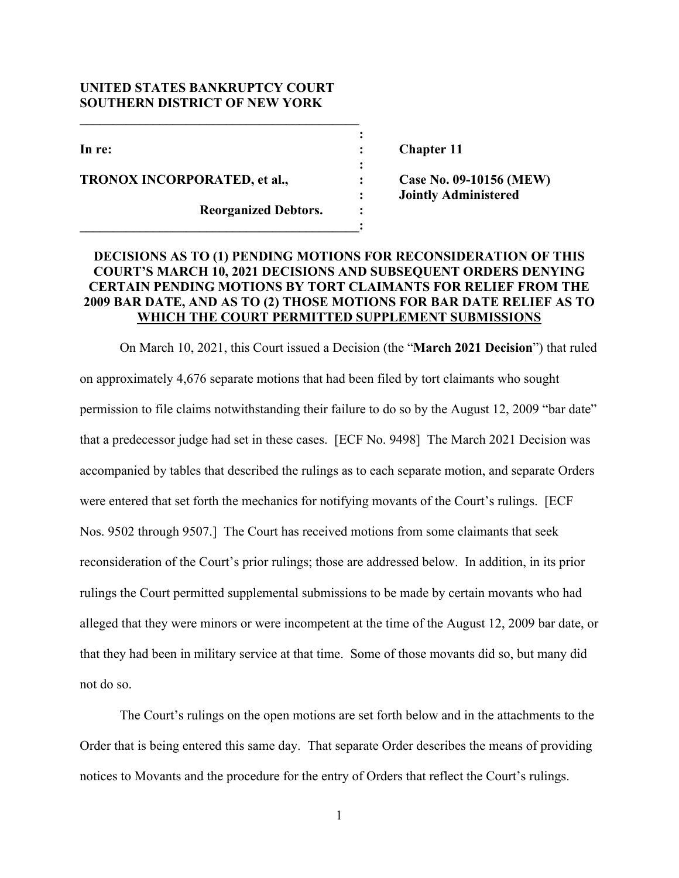**UNITED STATES BANKRUPTCY COURT**
**SOUTHERN DISTRICT OF NEW YORK**

| | | |
|---|---|---|
| **In re:** | : | **Chapter 11** |
| **TRONOX INCORPORATED, et al.,** | : | **Case No. 09-10156 (MEW)** |
| | : | **Jointly Administered** |
| **Reorganized Debtors.** | : | |

**DECISIONS AS TO (1) PENDING MOTIONS FOR RECONSIDERATION OF THIS COURT'S MARCH 10, 2021 DECISIONS AND SUBSEQUENT ORDERS DENYING CERTAIN PENDING MOTIONS BY TORT CLAIMANTS FOR RELIEF FROM THE 2009 BAR DATE, AND AS TO (2) THOSE MOTIONS FOR BAR DATE RELIEF AS TO WHICH THE COURT PERMITTED SUPPLEMENT SUBMISSIONS**

On March 10, 2021, this Court issued a Decision (the "**March 2021 Decision**") that ruled on approximately 4,676 separate motions that had been filed by tort claimants who sought permission to file claims notwithstanding their failure to do so by the August 12, 2009 "bar date" that a predecessor judge had set in these cases. [ECF No. 9498] The March 2021 Decision was accompanied by tables that described the rulings as to each separate motion, and separate Orders were entered that set forth the mechanics for notifying movants of the Court's rulings. [ECF Nos. 9502 through 9507.] The Court has received motions from some claimants that seek reconsideration of the Court's prior rulings; those are addressed below. In addition, in its prior rulings the Court permitted supplemental submissions to be made by certain movants who had alleged that they were minors or were incompetent at the time of the August 12, 2009 bar date, or that they had been in military service at that time. Some of those movants did so, but many did not do so.

The Court's rulings on the open motions are set forth below and in the attachments to the Order that is being entered this same day. That separate Order describes the means of providing notices to Movants and the procedure for the entry of Orders that reflect the Court's rulings.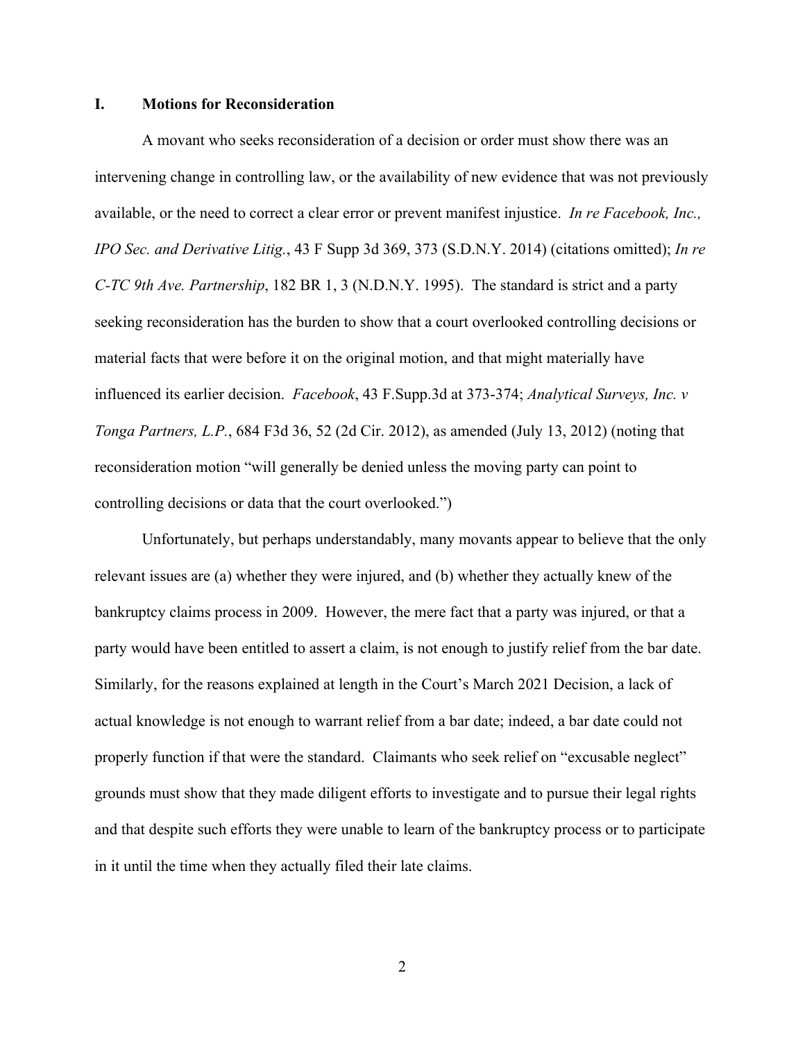## I. Motions for Reconsideration

A movant who seeks reconsideration of a decision or order must show there was an intervening change in controlling law, or the availability of new evidence that was not previously available, or the need to correct a clear error or prevent manifest injustice. *In re Facebook, Inc., IPO Sec. and Derivative Litig.*, 43 F Supp 3d 369, 373 (S.D.N.Y. 2014) (citations omitted); *In re C-TC 9th Ave. Partnership*, 182 BR 1, 3 (N.D.N.Y. 1995). The standard is strict and a party seeking reconsideration has the burden to show that a court overlooked controlling decisions or material facts that were before it on the original motion, and that might materially have influenced its earlier decision. *Facebook*, 43 F.Supp.3d at 373-374; *Analytical Surveys, Inc. v Tonga Partners, L.P.*, 684 F3d 36, 52 (2d Cir. 2012), as amended (July 13, 2012) (noting that reconsideration motion "will generally be denied unless the moving party can point to controlling decisions or data that the court overlooked.")

Unfortunately, but perhaps understandably, many movants appear to believe that the only relevant issues are (a) whether they were injured, and (b) whether they actually knew of the bankruptcy claims process in 2009. However, the mere fact that a party was injured, or that a party would have been entitled to assert a claim, is not enough to justify relief from the bar date. Similarly, for the reasons explained at length in the Court's March 2021 Decision, a lack of actual knowledge is not enough to warrant relief from a bar date; indeed, a bar date could not properly function if that were the standard. Claimants who seek relief on "excusable neglect" grounds must show that they made diligent efforts to investigate and to pursue their legal rights and that despite such efforts they were unable to learn of the bankruptcy process or to participate in it until the time when they actually filed their late claims.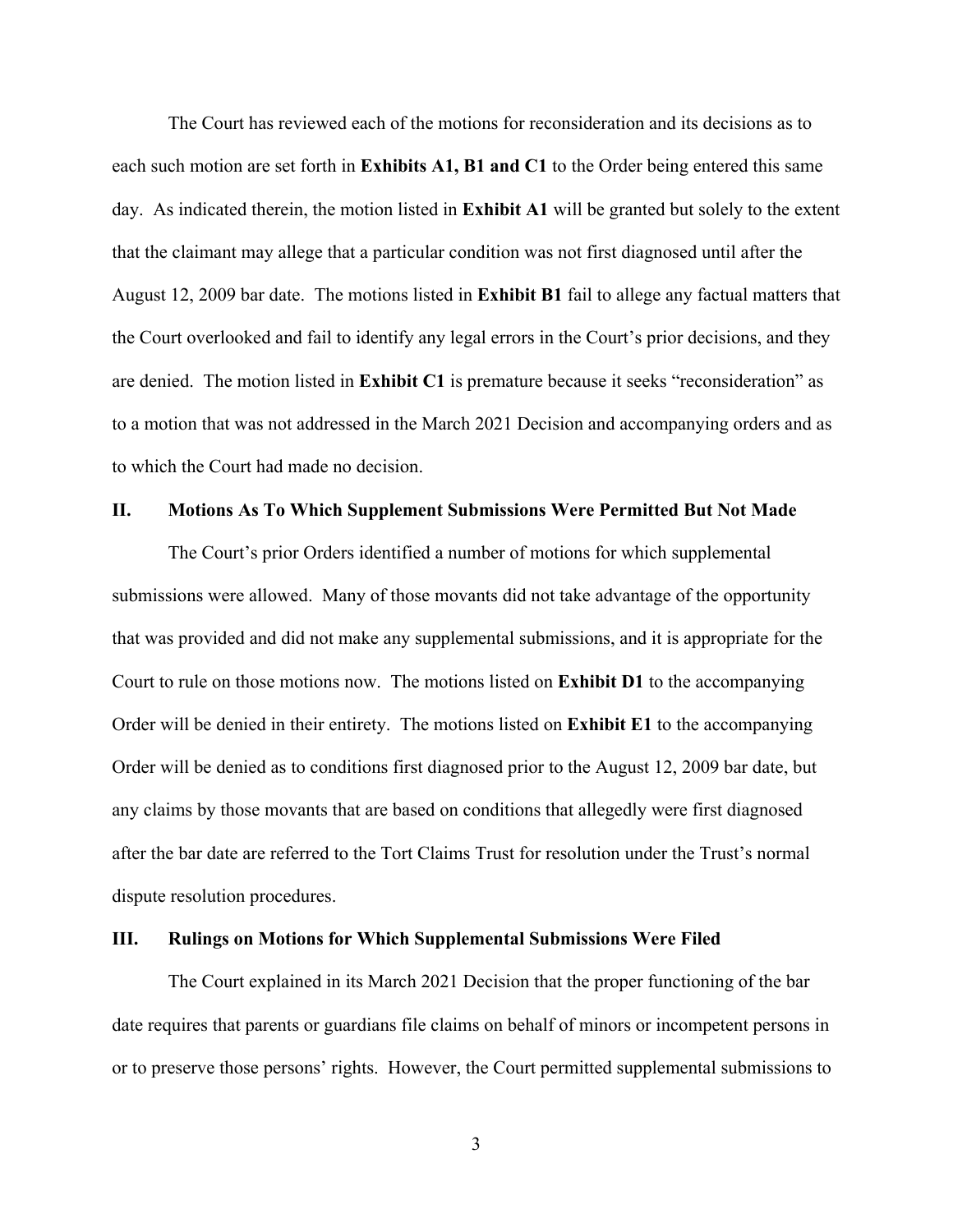The Court has reviewed each of the motions for reconsideration and its decisions as to each such motion are set forth in **Exhibits A1, B1 and C1** to the Order being entered this same day. As indicated therein, the motion listed in **Exhibit A1** will be granted but solely to the extent that the claimant may allege that a particular condition was not first diagnosed until after the August 12, 2009 bar date. The motions listed in **Exhibit B1** fail to allege any factual matters that the Court overlooked and fail to identify any legal errors in the Court's prior decisions, and they are denied. The motion listed in **Exhibit C1** is premature because it seeks "reconsideration" as to a motion that was not addressed in the March 2021 Decision and accompanying orders and as to which the Court had made no decision.

## II. Motions As To Which Supplement Submissions Were Permitted But Not Made

The Court's prior Orders identified a number of motions for which supplemental submissions were allowed. Many of those movants did not take advantage of the opportunity that was provided and did not make any supplemental submissions, and it is appropriate for the Court to rule on those motions now. The motions listed on **Exhibit D1** to the accompanying Order will be denied in their entirety. The motions listed on **Exhibit E1** to the accompanying Order will be denied as to conditions first diagnosed prior to the August 12, 2009 bar date, but any claims by those movants that are based on conditions that allegedly were first diagnosed after the bar date are referred to the Tort Claims Trust for resolution under the Trust's normal dispute resolution procedures.

## III. Rulings on Motions for Which Supplemental Submissions Were Filed

The Court explained in its March 2021 Decision that the proper functioning of the bar date requires that parents or guardians file claims on behalf of minors or incompetent persons in or to preserve those persons' rights. However, the Court permitted supplemental submissions to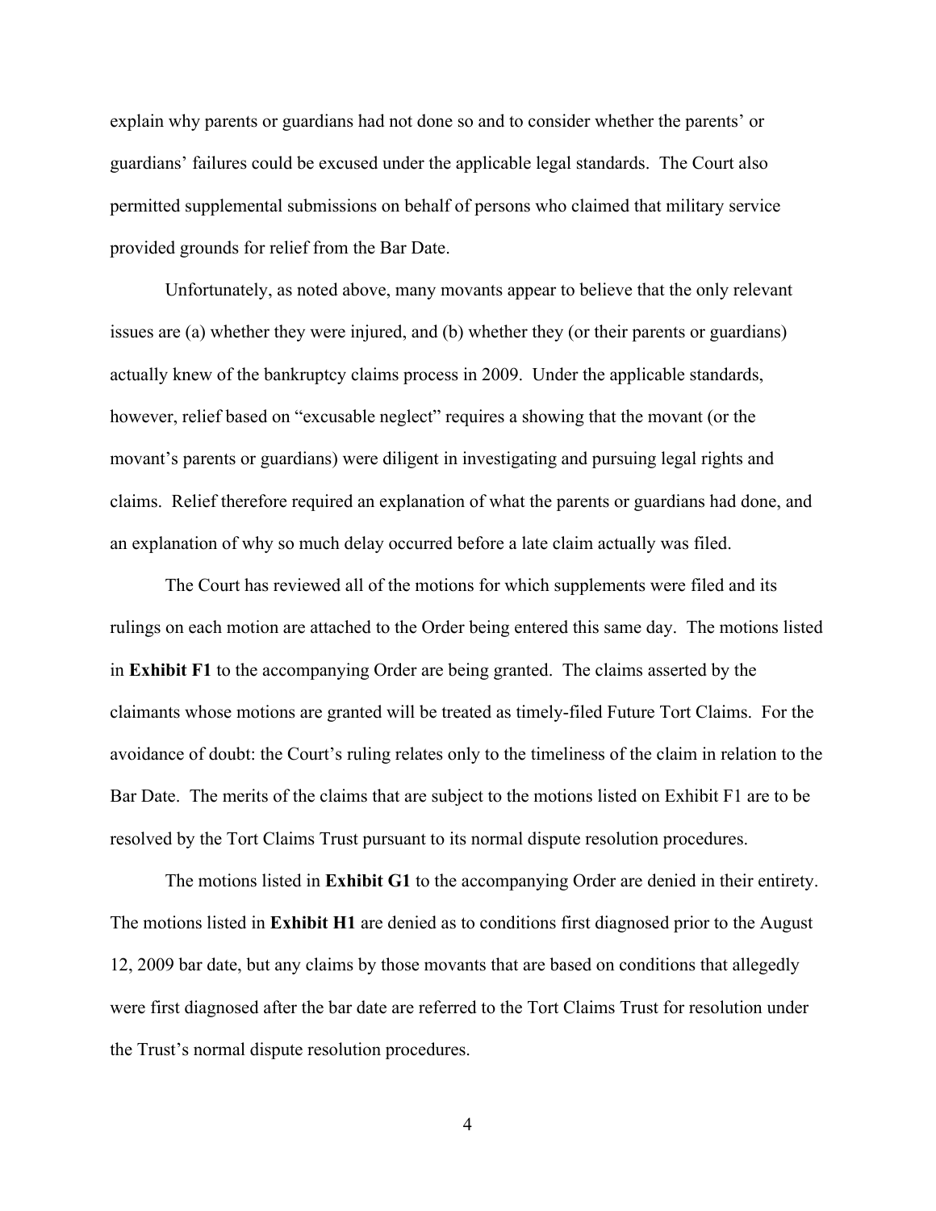explain why parents or guardians had not done so and to consider whether the parents' or guardians' failures could be excused under the applicable legal standards. The Court also permitted supplemental submissions on behalf of persons who claimed that military service provided grounds for relief from the Bar Date.

Unfortunately, as noted above, many movants appear to believe that the only relevant issues are (a) whether they were injured, and (b) whether they (or their parents or guardians) actually knew of the bankruptcy claims process in 2009. Under the applicable standards, however, relief based on "excusable neglect" requires a showing that the movant (or the movant's parents or guardians) were diligent in investigating and pursuing legal rights and claims. Relief therefore required an explanation of what the parents or guardians had done, and an explanation of why so much delay occurred before a late claim actually was filed.

The Court has reviewed all of the motions for which supplements were filed and its rulings on each motion are attached to the Order being entered this same day. The motions listed in **Exhibit F1** to the accompanying Order are being granted. The claims asserted by the claimants whose motions are granted will be treated as timely-filed Future Tort Claims. For the avoidance of doubt: the Court's ruling relates only to the timeliness of the claim in relation to the Bar Date. The merits of the claims that are subject to the motions listed on Exhibit F1 are to be resolved by the Tort Claims Trust pursuant to its normal dispute resolution procedures.

The motions listed in **Exhibit G1** to the accompanying Order are denied in their entirety. The motions listed in **Exhibit H1** are denied as to conditions first diagnosed prior to the August 12, 2009 bar date, but any claims by those movants that are based on conditions that allegedly were first diagnosed after the bar date are referred to the Tort Claims Trust for resolution under the Trust's normal dispute resolution procedures.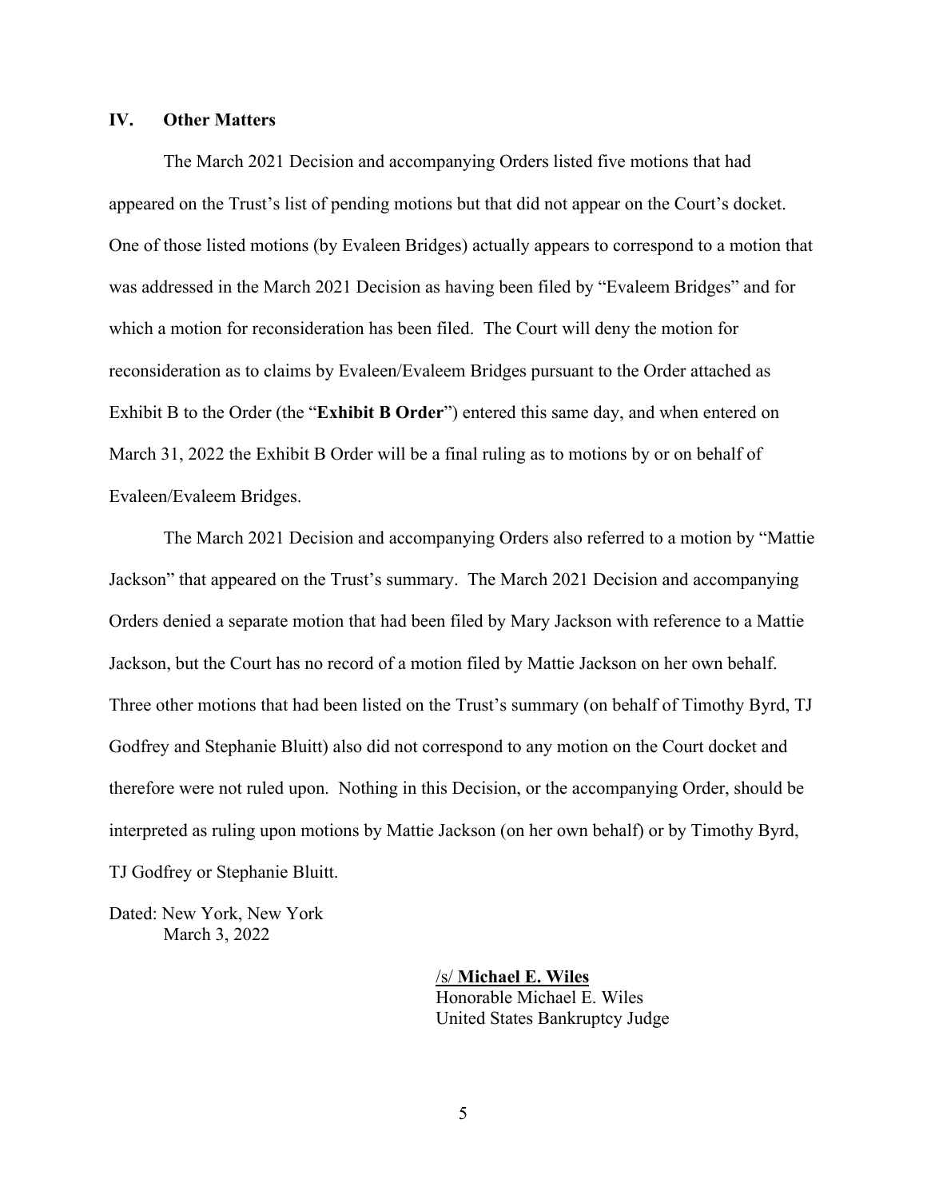## IV. Other Matters

The March 2021 Decision and accompanying Orders listed five motions that had appeared on the Trust's list of pending motions but that did not appear on the Court's docket. One of those listed motions (by Evaleen Bridges) actually appears to correspond to a motion that was addressed in the March 2021 Decision as having been filed by "Evaleem Bridges" and for which a motion for reconsideration has been filed. The Court will deny the motion for reconsideration as to claims by Evaleen/Evaleem Bridges pursuant to the Order attached as Exhibit B to the Order (the "**Exhibit B Order**") entered this same day, and when entered on March 31, 2022 the Exhibit B Order will be a final ruling as to motions by or on behalf of Evaleen/Evaleem Bridges.

The March 2021 Decision and accompanying Orders also referred to a motion by "Mattie Jackson" that appeared on the Trust's summary. The March 2021 Decision and accompanying Orders denied a separate motion that had been filed by Mary Jackson with reference to a Mattie Jackson, but the Court has no record of a motion filed by Mattie Jackson on her own behalf. Three other motions that had been listed on the Trust's summary (on behalf of Timothy Byrd, TJ Godfrey and Stephanie Bluitt) also did not correspond to any motion on the Court docket and therefore were not ruled upon. Nothing in this Decision, or the accompanying Order, should be interpreted as ruling upon motions by Mattie Jackson (on her own behalf) or by Timothy Byrd, TJ Godfrey or Stephanie Bluitt.

Dated: New York, New York
March 3, 2022

/s/ **Michael E. Wiles**
Honorable Michael E. Wiles
United States Bankruptcy Judge